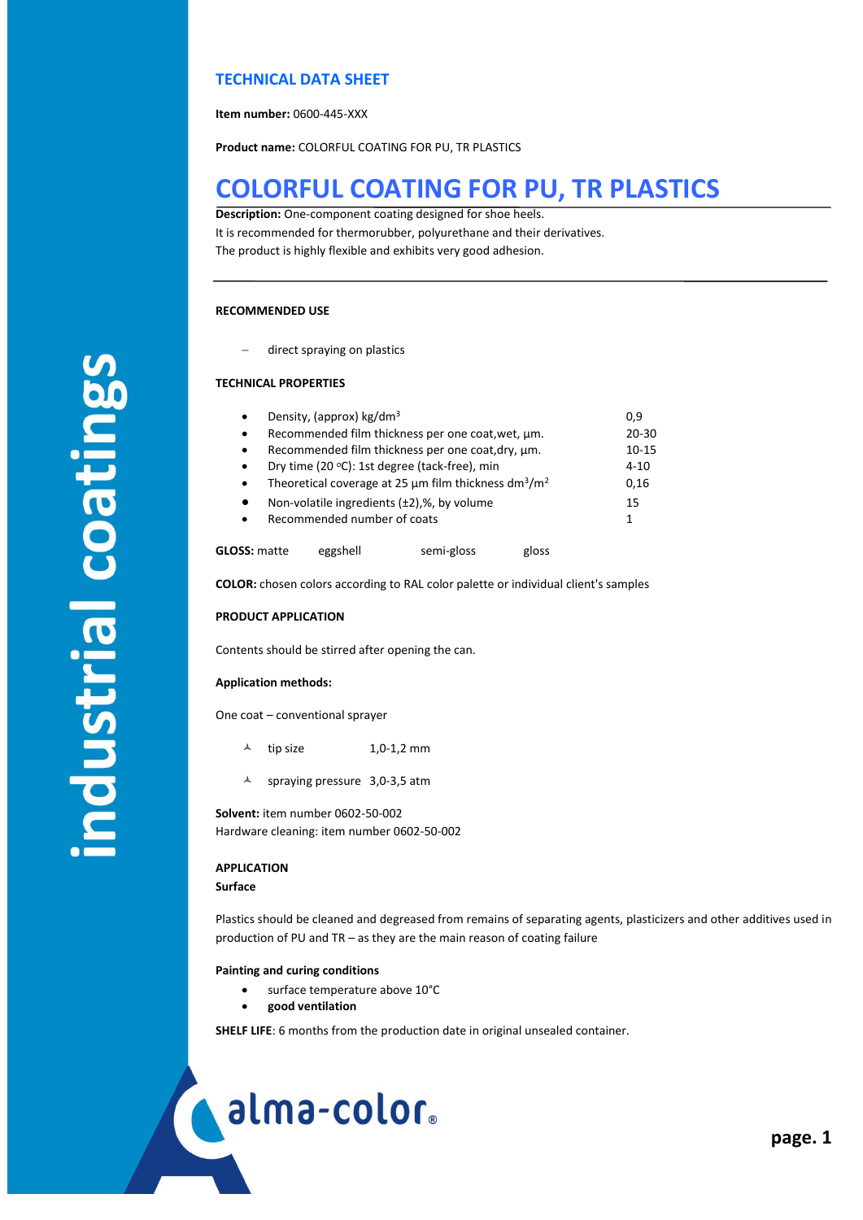## TECHNICAL DATA SHEET

**Item number:** 0600-445-XXX

**Product name:** COLORFUL COATING FOR PU, TR PLASTICS

# COLORFUL COATING FOR PU, TR PLASTICS

**Description:** One-component coating designed for shoe heels.
It is recommended for thermorubber, polyurethane and their derivatives.
The product is highly flexible and exhibits very good adhesion.

---

**RECOMMENDED USE**

- direct spraying on plastics

**TECHNICAL PROPERTIES**

| Property | Value |
|---|---|
| Density, (approx) kg/dm$^3$ | 0,9 |
| Recommended film thickness per one coat,wet, µm. | 20-30 |
| Recommended film thickness per one coat,dry, µm. | 10-15 |
| Dry time (20 °C): 1st degree (tack-free), min | 4-10 |
| Theoretical coverage at 25 µm film thickness dm$^3$/m$^2$ | 0,16 |
| Non-volatile ingredients (±2),%, by volume | 15 |
| Recommended number of coats | 1 |

**GLOSS:** matte eggshell semi-gloss gloss

**COLOR:** chosen colors according to RAL color palette or individual client's samples

**PRODUCT APPLICATION**

Contents should be stirred after opening the can.

**Application methods:**

One coat – conventional sprayer

- tip size 1,0-1,2 mm
- spraying pressure 3,0-3,5 atm

**Solvent:** item number 0602-50-002
Hardware cleaning: item number 0602-50-002

**APPLICATION**

**Surface**

Plastics should be cleaned and degreased from remains of separating agents, plasticizers and other additives used in production of PU and TR – as they are the main reason of coating failure

**Painting and curing conditions**

- surface temperature above 10°C
- **good ventilation**

**SHELF LIFE**: 6 months from the production date in original unsealed container.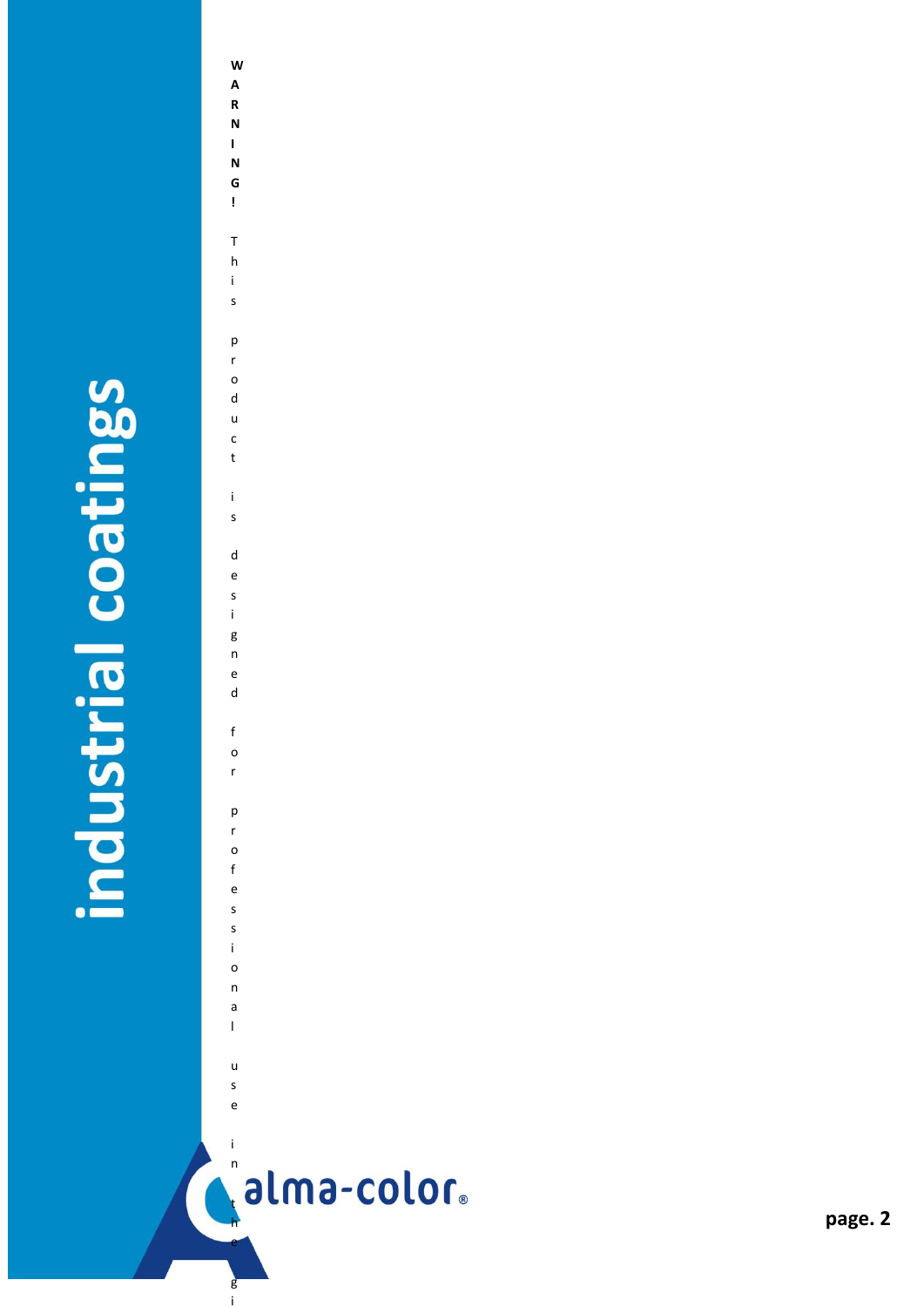**WARNING!**

This product is designed for professional use in the gi